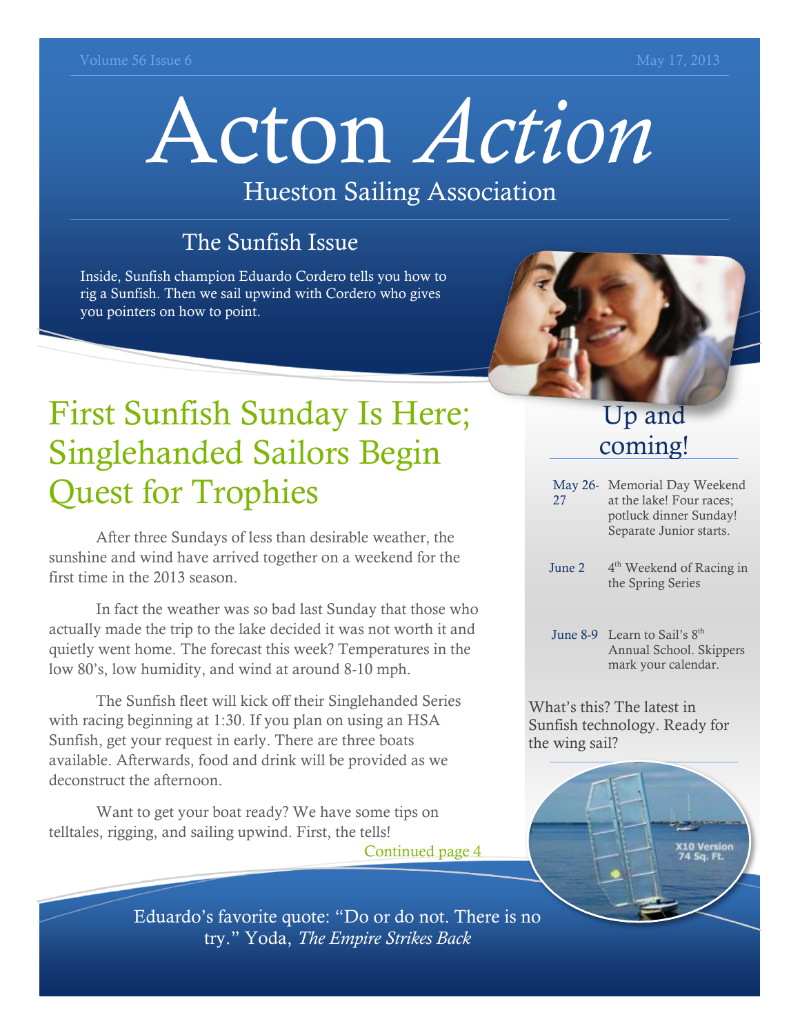# Acton *Action*

Hueston Sailing Association

## The Sunfish Issue

Inside, Sunfish champion Eduardo Cordero tells you how to rig a Sunfish. Then we sail upwind with Cordero who gives you pointers on how to point.

# First Sunfish Sunday Is Here; Singlehanded Sailors Begin Quest for Trophies

After three Sundays of less than desirable weather, the sunshine and wind have arrived together on a weekend for the first time in the 2013 season.

In fact the weather was so bad last Sunday that those who actually made the trip to the lake decided it was not worth it and quietly went home. The forecast this week? Temperatures in the low 80's, low humidity, and wind at around 8-10 mph.

The Sunfish fleet will kick off their Singlehanded Series with racing beginning at 1:30. If you plan on using an HSA Sunfish, get your request in early. There are three boats available. Afterwards, food and drink will be provided as we deconstruct the afternoon.

Want to get your boat ready? We have some tips on telltales, rigging, and sailing upwind. First, the tells!

Continued page 4

## Up and coming!

| | |
|---|---|
| May 26-27 | Memorial Day Weekend at the lake! Four races; potluck dinner Sunday! Separate Junior starts. |
| June 2 | 4th Weekend of Racing in the Spring Series |
| June 8-9 | Learn to Sail's 8th Annual School. Skippers mark your calendar. |

What's this? The latest in Sunfish technology. Ready for the wing sail?

X10 Version 74 Sq. Ft.

Eduardo's favorite quote: "Do or do not. There is no try." Yoda, *The Empire Strikes Back*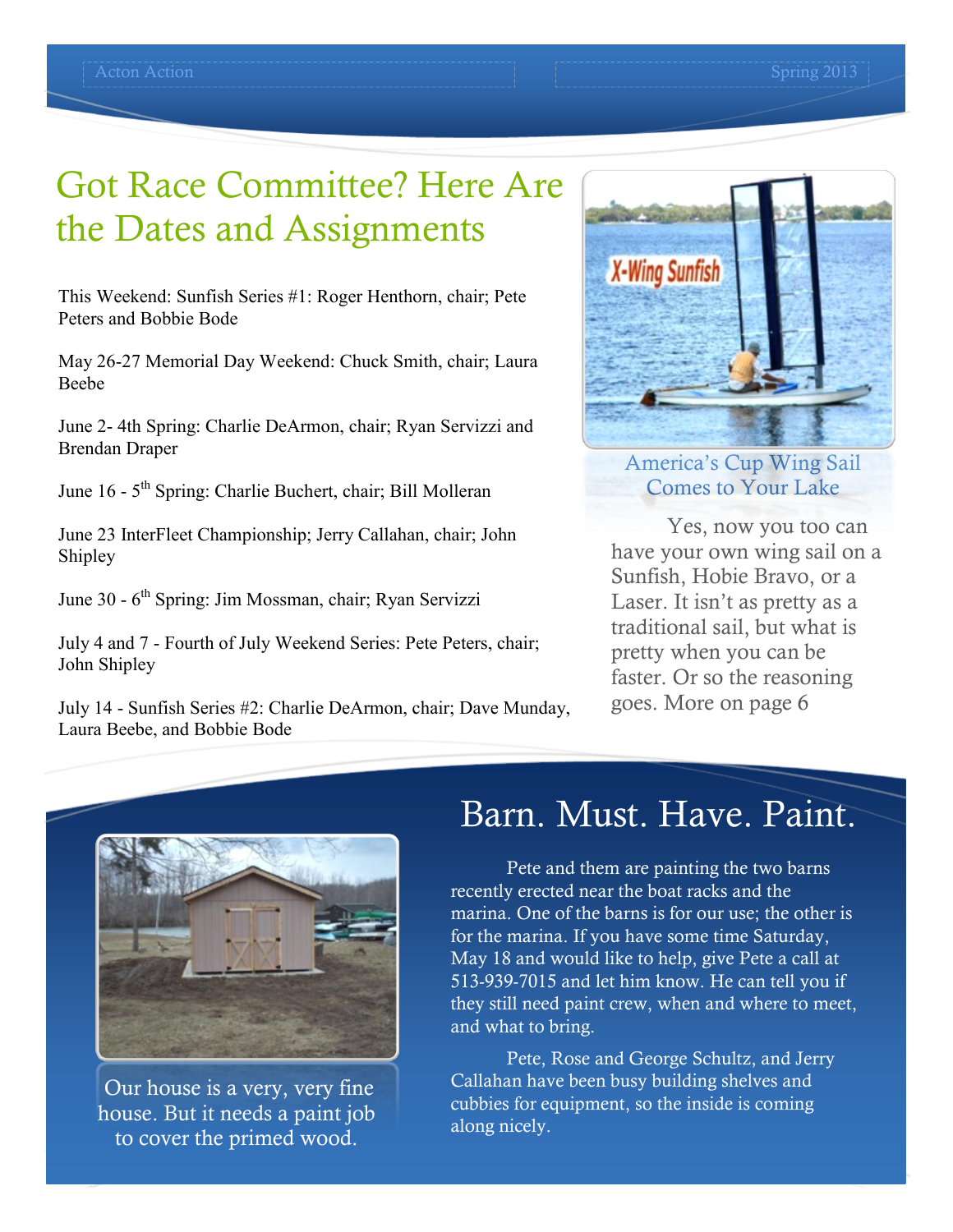# Got Race Committee? Here Are the Dates and Assignments

This Weekend: Sunfish Series #1: Roger Henthorn, chair; Pete Peters and Bobbie Bode

May 26-27 Memorial Day Weekend: Chuck Smith, chair; Laura Beebe

June 2- 4th Spring: Charlie DeArmon, chair; Ryan Servizzi and Brendan Draper

June 16 - 5th Spring: Charlie Buchert, chair; Bill Molleran

June 23 InterFleet Championship; Jerry Callahan, chair; John Shipley

June 30 - 6th Spring: Jim Mossman, chair; Ryan Servizzi

July 4 and 7 - Fourth of July Weekend Series: Pete Peters, chair; John Shipley

July 14 - Sunfish Series #2: Charlie DeArmon, chair; Dave Munday, Laura Beebe, and Bobbie Bode

X-Wing Sunfish

America's Cup Wing Sail Comes to Your Lake

Yes, now you too can have your own wing sail on a Sunfish, Hobie Bravo, or a Laser. It isn't as pretty as a traditional sail, but what is pretty when you can be faster. Or so the reasoning goes. More on page 6

# Barn. Must. Have. Paint.

Our house is a very, very fine house. But it needs a paint job to cover the primed wood.

Pete and them are painting the two barns recently erected near the boat racks and the marina. One of the barns is for our use; the other is for the marina. If you have some time Saturday, May 18 and would like to help, give Pete a call at 513-939-7015 and let him know. He can tell you if they still need paint crew, when and where to meet, and what to bring.

Pete, Rose and George Schultz, and Jerry Callahan have been busy building shelves and cubbies for equipment, so the inside is coming along nicely.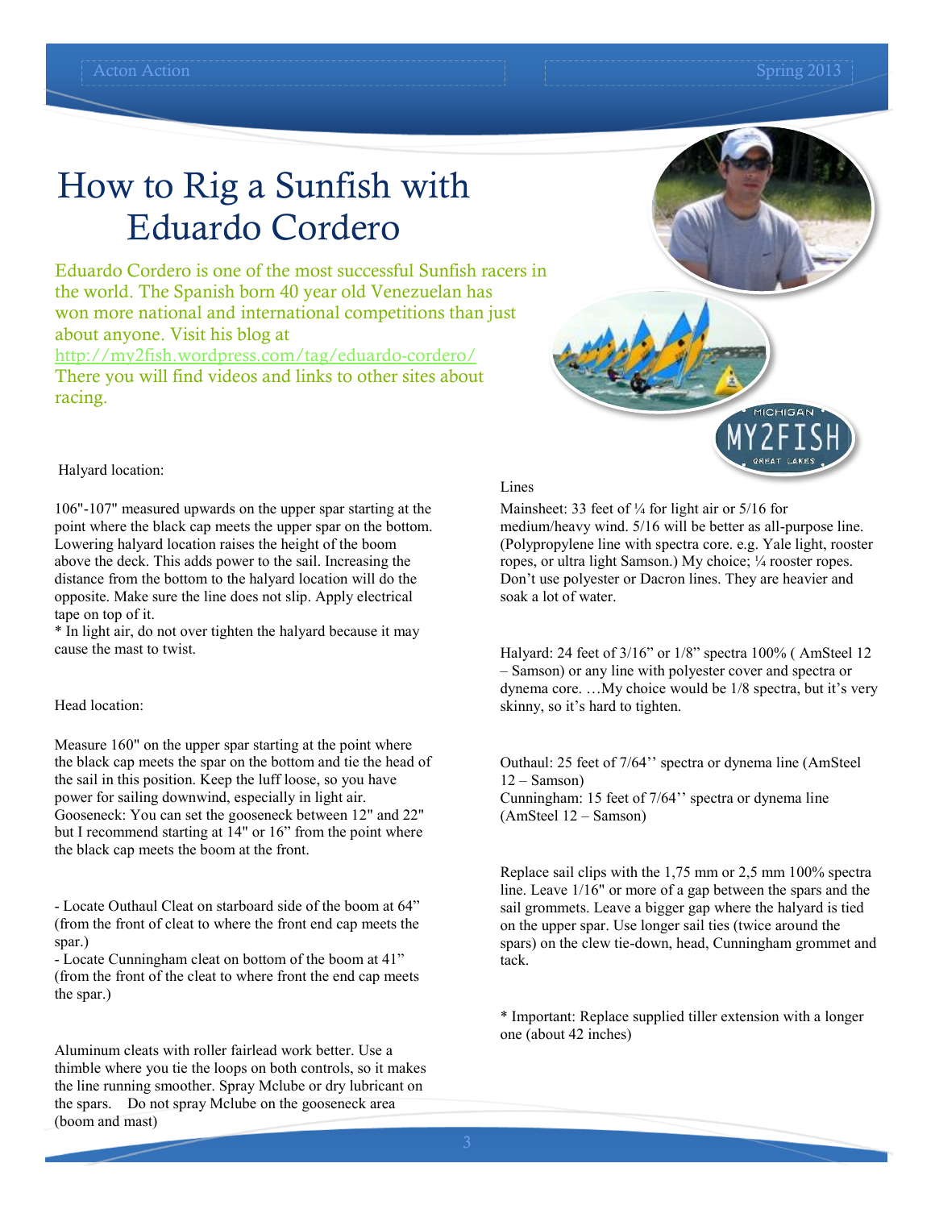# How to Rig a Sunfish with Eduardo Cordero

Eduardo Cordero is one of the most successful Sunfish racers in the world. The Spanish born 40 year old Venezuelan has won more national and international competitions than just about anyone. Visit his blog at http://my2fish.wordpress.com/tag/eduardo-cordero/ There you will find videos and links to other sites about racing.

Halyard location:

106"-107" measured upwards on the upper spar starting at the point where the black cap meets the upper spar on the bottom. Lowering halyard location raises the height of the boom above the deck. This adds power to the sail. Increasing the distance from the bottom to the halyard location will do the opposite. Make sure the line does not slip. Apply electrical tape on top of it.

* In light air, do not over tighten the halyard because it may cause the mast to twist.

Head location:

Measure 160" on the upper spar starting at the point where the black cap meets the spar on the bottom and tie the head of the sail in this position. Keep the luff loose, so you have power for sailing downwind, especially in light air.

Gooseneck: You can set the gooseneck between 12" and 22" but I recommend starting at 14" or 16" from the point where the black cap meets the boom at the front.

- Locate Outhaul Cleat on starboard side of the boom at 64" (from the front of cleat to where the front end cap meets the spar.)
- Locate Cunningham cleat on bottom of the boom at 41" (from the front of the cleat to where front the end cap meets the spar.)

Aluminum cleats with roller fairlead work better. Use a thimble where you tie the loops on both controls, so it makes the line running smoother. Spray Mclube or dry lubricant on the spars. Do not spray Mclube on the gooseneck area (boom and mast)

Lines

Mainsheet: 33 feet of ¼ for light air or 5/16 for medium/heavy wind. 5/16 will be better as all-purpose line. (Polypropylene line with spectra core. e.g. Yale light, rooster ropes, or ultra light Samson.) My choice; ¼ rooster ropes. Don't use polyester or Dacron lines. They are heavier and soak a lot of water.

Halyard: 24 feet of 3/16" or 1/8" spectra 100% ( AmSteel 12 – Samson) or any line with polyester cover and spectra or dynema core. …My choice would be 1/8 spectra, but it's very skinny, so it's hard to tighten.

Outhaul: 25 feet of 7/64'' spectra or dynema line (AmSteel 12 – Samson)

Cunningham: 15 feet of 7/64'' spectra or dynema line (AmSteel 12 – Samson)

Replace sail clips with the 1,75 mm or 2,5 mm 100% spectra line. Leave 1/16" or more of a gap between the spars and the sail grommets. Leave a bigger gap where the halyard is tied on the upper spar. Use longer sail ties (twice around the spars) on the clew tie-down, head, Cunningham grommet and tack.

* Important: Replace supplied tiller extension with a longer one (about 42 inches)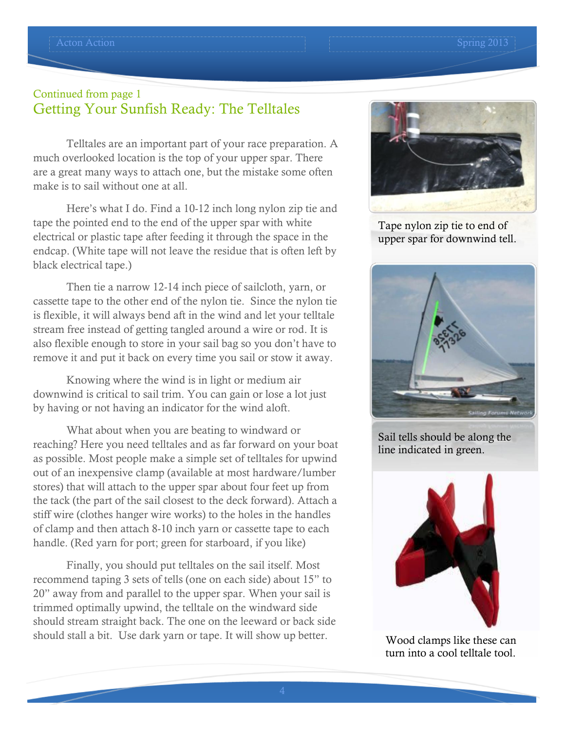Continued from page 1

## Getting Your Sunfish Ready: The Telltales

Telltales are an important part of your race preparation. A much overlooked location is the top of your upper spar. There are a great many ways to attach one, but the mistake some often make is to sail without one at all.

Here's what I do. Find a 10-12 inch long nylon zip tie and tape the pointed end to the end of the upper spar with white electrical or plastic tape after feeding it through the space in the endcap. (White tape will not leave the residue that is often left by black electrical tape.)

Then tie a narrow 12-14 inch piece of sailcloth, yarn, or cassette tape to the other end of the nylon tie. Since the nylon tie is flexible, it will always bend aft in the wind and let your telltale stream free instead of getting tangled around a wire or rod. It is also flexible enough to store in your sail bag so you don't have to remove it and put it back on every time you sail or stow it away.

Knowing where the wind is in light or medium air downwind is critical to sail trim. You can gain or lose a lot just by having or not having an indicator for the wind aloft.

What about when you are beating to windward or reaching? Here you need telltales and as far forward on your boat as possible. Most people make a simple set of telltales for upwind out of an inexpensive clamp (available at most hardware/lumber stores) that will attach to the upper spar about four feet up from the tack (the part of the sail closest to the deck forward). Attach a stiff wire (clothes hanger wire works) to the holes in the handles of clamp and then attach 8-10 inch yarn or cassette tape to each handle. (Red yarn for port; green for starboard, if you like)

Finally, you should put telltales on the sail itself. Most recommend taping 3 sets of tells (one on each side) about 15" to 20" away from and parallel to the upper spar. When your sail is trimmed optimally upwind, the telltale on the windward side should stream straight back. The one on the leeward or back side should stall a bit. Use dark yarn or tape. It will show up better.

Tape nylon zip tie to end of upper spar for downwind tell.

Sail tells should be along the line indicated in green.

Wood clamps like these can turn into a cool telltale tool.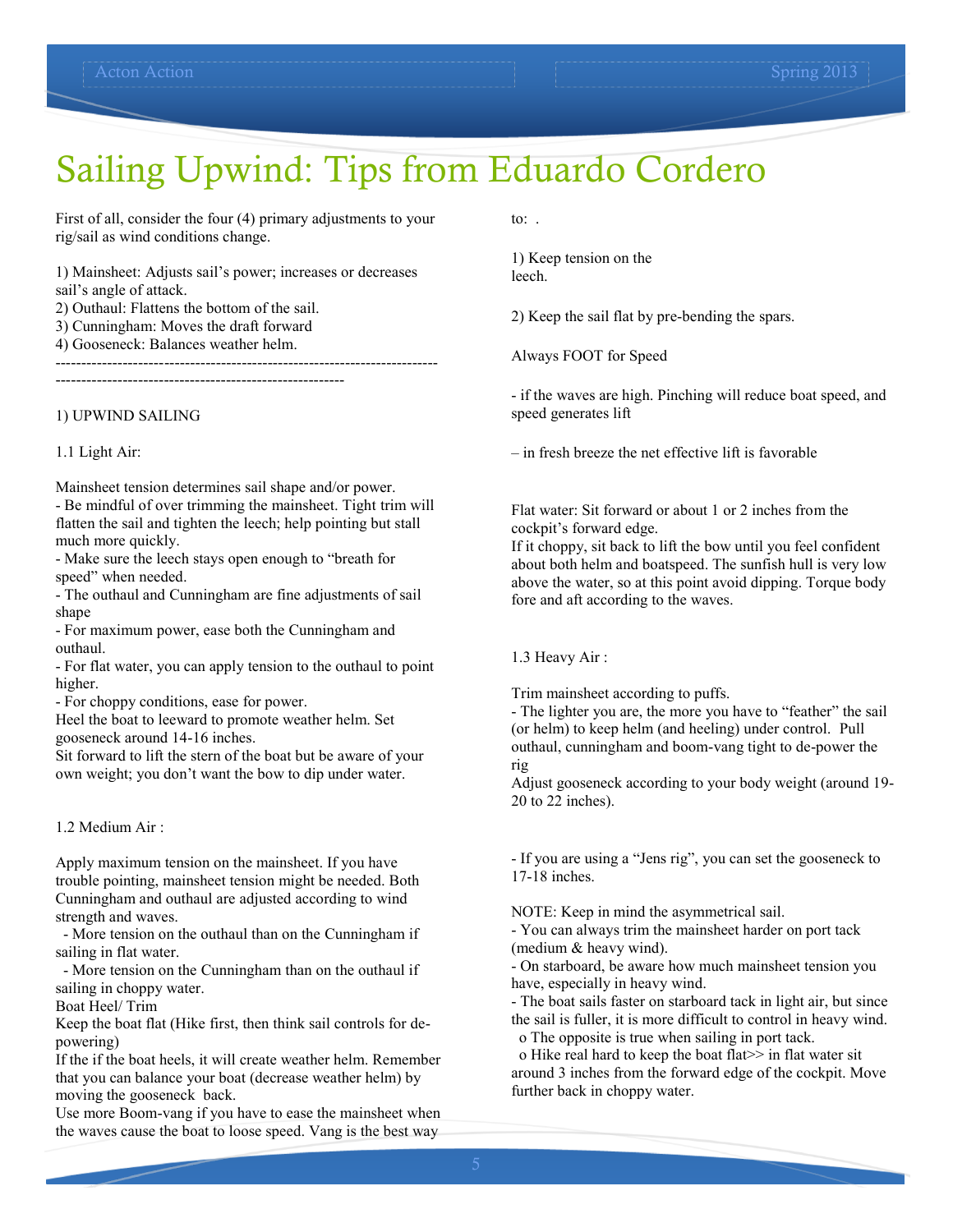# Sailing Upwind: Tips from Eduardo Cordero

First of all, consider the four (4) primary adjustments to your rig/sail as wind conditions change.

1) Mainsheet: Adjusts sail's power; increases or decreases sail's angle of attack.
2) Outhaul: Flattens the bottom of the sail.
3) Cunningham: Moves the draft forward
4) Gooseneck: Balances weather helm.

---

1) UPWIND SAILING

1.1 Light Air:

Mainsheet tension determines sail shape and/or power.
- Be mindful of over trimming the mainsheet. Tight trim will flatten the sail and tighten the leech; help pointing but stall much more quickly.
- Make sure the leech stays open enough to "breath for speed" when needed.
- The outhaul and Cunningham are fine adjustments of sail shape
- For maximum power, ease both the Cunningham and outhaul.
- For flat water, you can apply tension to the outhaul to point higher.
- For choppy conditions, ease for power.
Heel the boat to leeward to promote weather helm. Set gooseneck around 14-16 inches.
Sit forward to lift the stern of the boat but be aware of your own weight; you don't want the bow to dip under water.

1.2 Medium Air :

Apply maximum tension on the mainsheet. If you have trouble pointing, mainsheet tension might be needed. Both Cunningham and outhaul are adjusted according to wind strength and waves.
- More tension on the outhaul than on the Cunningham if sailing in flat water.
- More tension on the Cunningham than on the outhaul if sailing in choppy water.
Boat Heel/ Trim
Keep the boat flat (Hike first, then think sail controls for de-powering)
If the if the boat heels, it will create weather helm. Remember that you can balance your boat (decrease weather helm) by moving the gooseneck back.
Use more Boom-vang if you have to ease the mainsheet when the waves cause the boat to loose speed. Vang is the best way to: .

1) Keep tension on the leech.

2) Keep the sail flat by pre-bending the spars.

Always FOOT for Speed

- if the waves are high. Pinching will reduce boat speed, and speed generates lift

– in fresh breeze the net effective lift is favorable

Flat water: Sit forward or about 1 or 2 inches from the cockpit's forward edge.
If it choppy, sit back to lift the bow until you feel confident about both helm and boatspeed. The sunfish hull is very low above the water, so at this point avoid dipping. Torque body fore and aft according to the waves.

1.3 Heavy Air :

Trim mainsheet according to puffs.
- The lighter you are, the more you have to "feather" the sail (or helm) to keep helm (and heeling) under control. Pull outhaul, cunningham and boom-vang tight to de-power the rig
Adjust gooseneck according to your body weight (around 19-20 to 22 inches).

- If you are using a "Jens rig", you can set the gooseneck to 17-18 inches.

NOTE: Keep in mind the asymmetrical sail.
- You can always trim the mainsheet harder on port tack (medium & heavy wind).
- On starboard, be aware how much mainsheet tension you have, especially in heavy wind.
- The boat sails faster on starboard tack in light air, but since the sail is fuller, it is more difficult to control in heavy wind.
  - The opposite is true when sailing in port tack.
  - Hike real hard to keep the boat flat>> in flat water sit around 3 inches from the forward edge of the cockpit. Move further back in choppy water.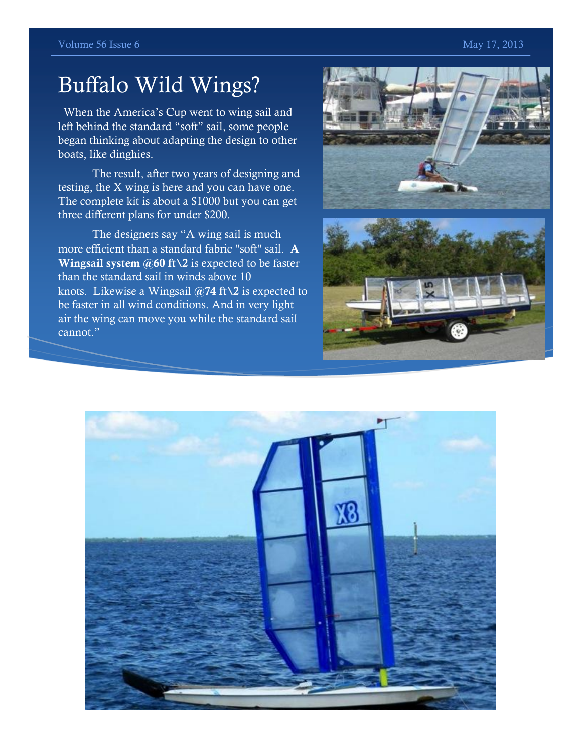# Buffalo Wild Wings?

When the America's Cup went to wing sail and left behind the standard "soft" sail, some people began thinking about adapting the design to other boats, like dinghies.

The result, after two years of designing and testing, the X wing is here and you can have one. The complete kit is about a $1000 but you can get three different plans for under $200.

The designers say "A wing sail is much more efficient than a standard fabric "soft" sail. **A Wingsail system @60 ft\2** is expected to be faster than the standard sail in winds above 10 knots. Likewise a Wingsail **@74 ft\2** is expected to be faster in all wind conditions. And in very light air the wing can move you while the standard sail cannot."